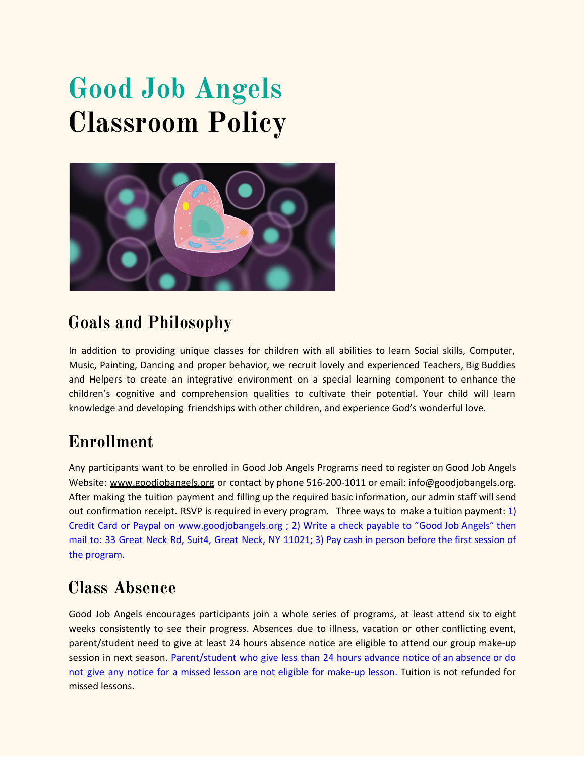# Good Job Angels
# Classroom Policy

## Goals and Philosophy

In addition to providing unique classes for children with all abilities to learn Social skills, Computer, Music, Painting, Dancing and proper behavior, we recruit lovely and experienced Teachers, Big Buddies and Helpers to create an integrative environment on a special learning component to enhance the children's cognitive and comprehension qualities to cultivate their potential. Your child will learn knowledge and developing friendships with other children, and experience God's wonderful love.

## Enrollment

Any participants want to be enrolled in Good Job Angels Programs need to register on Good Job Angels Website: www.goodjobangels.org or contact by phone 516-200-1011 or email: info@goodjobangels.org. After making the tuition payment and filling up the required basic information, our admin staff will send out confirmation receipt. RSVP is required in every program. Three ways to make a tuition payment: 1) Credit Card or Paypal on www.goodjobangels.org ; 2) Write a check payable to "Good Job Angels" then mail to: 33 Great Neck Rd, Suit4, Great Neck, NY 11021; 3) Pay cash in person before the first session of the program.

## Class Absence

Good Job Angels encourages participants join a whole series of programs, at least attend six to eight weeks consistently to see their progress. Absences due to illness, vacation or other conflicting event, parent/student need to give at least 24 hours absence notice are eligible to attend our group make-up session in next season. Parent/student who give less than 24 hours advance notice of an absence or do not give any notice for a missed lesson are not eligible for make-up lesson. Tuition is not refunded for missed lessons.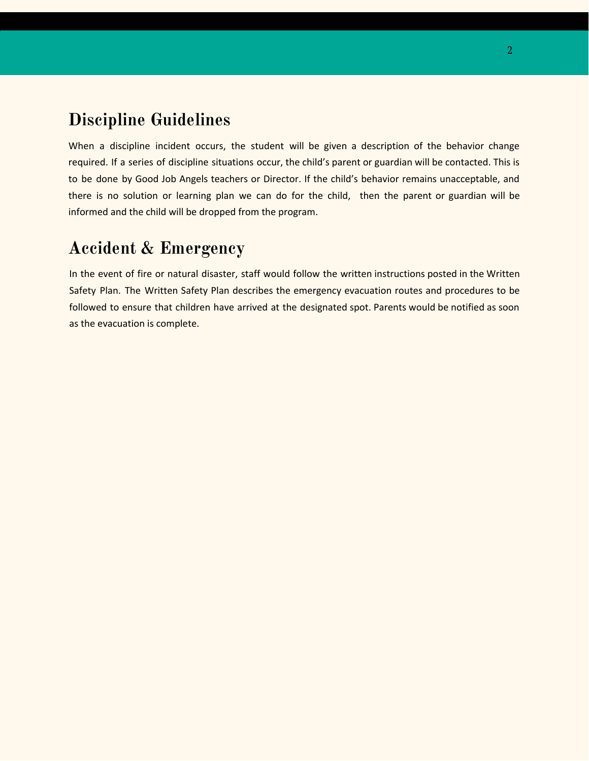## Discipline Guidelines

When a discipline incident occurs, the student will be given a description of the behavior change required. If a series of discipline situations occur, the child's parent or guardian will be contacted. This is to be done by Good Job Angels teachers or Director. If the child's behavior remains unacceptable, and there is no solution or learning plan we can do for the child, then the parent or guardian will be informed and the child will be dropped from the program.

## Accident & Emergency

In the event of fire or natural disaster, staff would follow the written instructions posted in the Written Safety Plan. The Written Safety Plan describes the emergency evacuation routes and procedures to be followed to ensure that children have arrived at the designated spot. Parents would be notified as soon as the evacuation is complete.